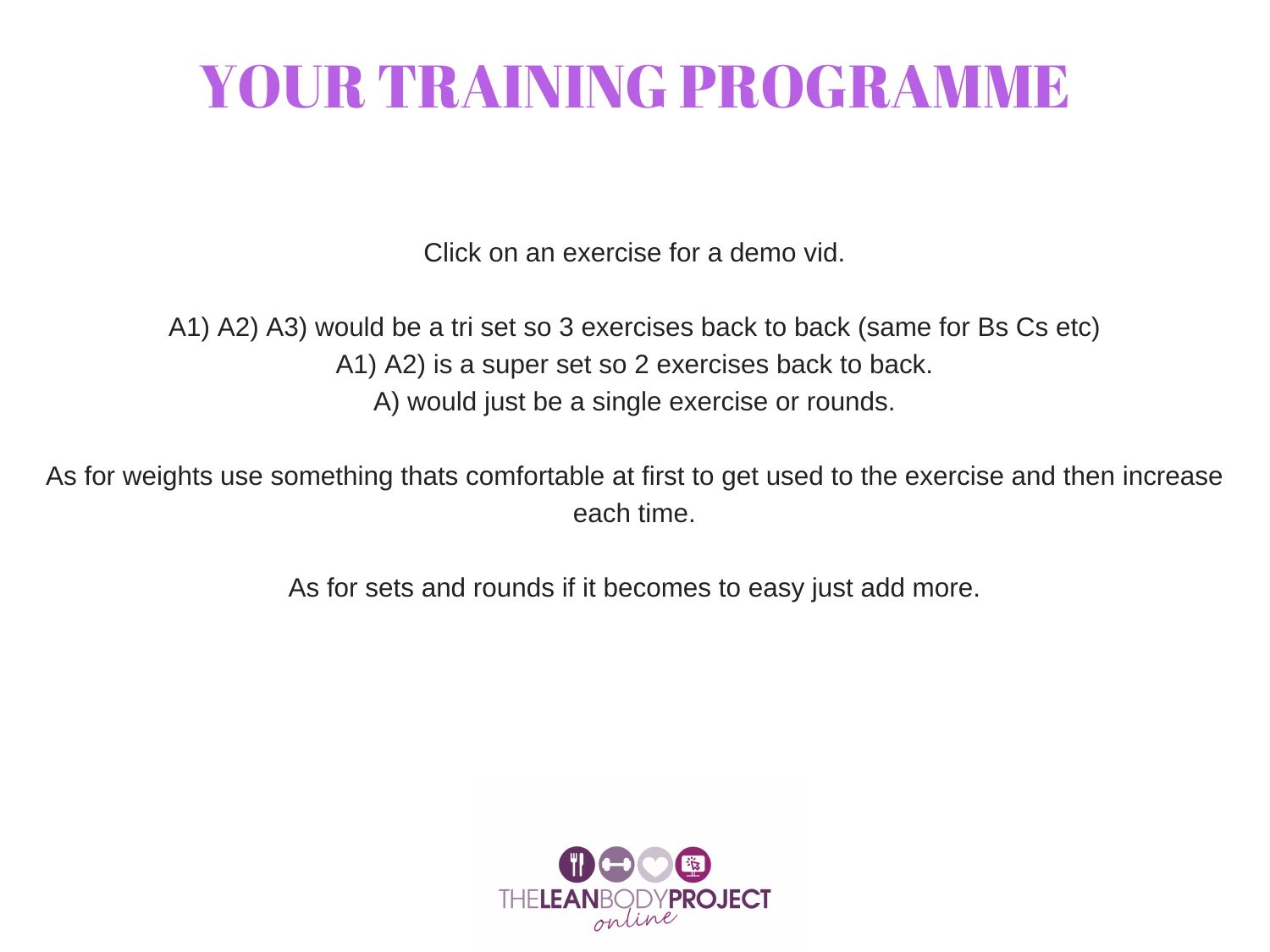# YOUR TRAINING PROGRAMME

Click on an exercise for a demo vid.

A1) A2) A3) would be a tri set so 3 exercises back to back (same for Bs Cs etc)
A1) A2) is a super set so 2 exercises back to back.
A) would just be a single exercise or rounds.

As for weights use something thats comfortable at first to get used to the exercise and then increase each time.

As for sets and rounds if it becomes to easy just add more.

THELEANBODYPROJECT online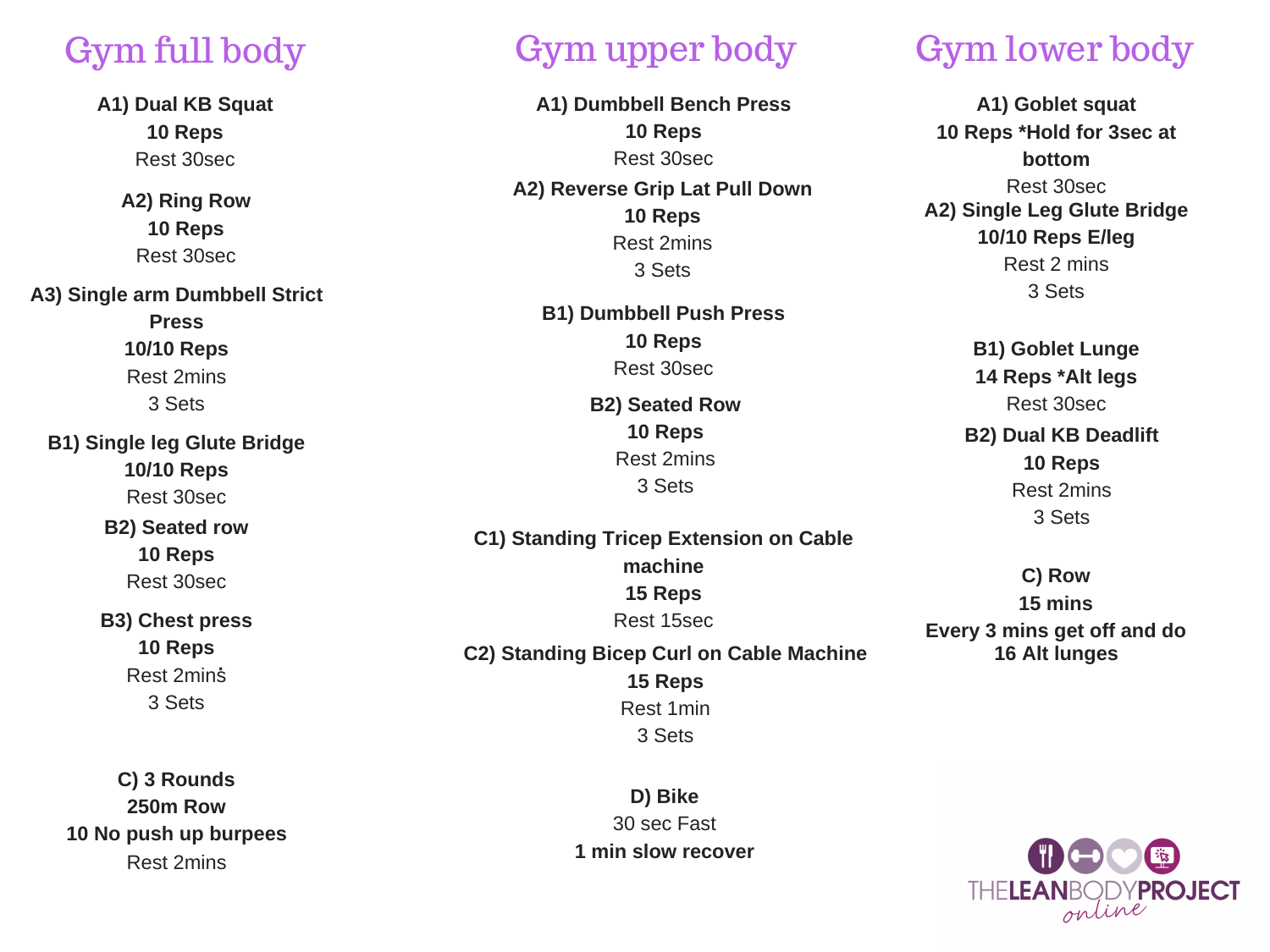## Gym full body

**A1) Dual KB Squat**
**10 Reps**
Rest 30sec

**A2) Ring Row**
**10 Reps**
Rest 30sec

**A3) Single arm Dumbbell Strict Press**
**10/10 Reps**
Rest 2mins
3 Sets

**B1) Single leg Glute Bridge**
**10/10 Reps**
Rest 30sec

**B2) Seated row**
**10 Reps**
Rest 30sec

**B3) Chest press**
**10 Reps**
Rest 2mins
3 Sets

**C) 3 Rounds**
**250m Row**
**10 No push up burpees**
Rest 2mins

## Gym upper body

**A1) Dumbbell Bench Press**
**10 Reps**
Rest 30sec

**A2) Reverse Grip Lat Pull Down**
**10 Reps**
Rest 2mins
3 Sets

**B1) Dumbbell Push Press**
**10 Reps**
Rest 30sec

**B2) Seated Row**
**10 Reps**
Rest 2mins
3 Sets

**C1) Standing Tricep Extension on Cable machine**
**15 Reps**
Rest 15sec

**C2) Standing Bicep Curl on Cable Machine**
**15 Reps**
Rest 1min
3 Sets

**D) Bike**
30 sec Fast
**1 min slow recover**

## Gym lower body

**A1) Goblet squat**
**10 Reps *Hold for 3sec at bottom**
Rest 30sec

**A2) Single Leg Glute Bridge**
**10/10 Reps E/leg**
Rest 2 mins
3 Sets

**B1) Goblet Lunge**
**14 Reps *Alt legs**
Rest 30sec

**B2) Dual KB Deadlift**
**10 Reps**
Rest 2mins
3 Sets

**C) Row**
**15 mins**
**Every 3 mins get off and do 16 Alt lunges**

THELEANBODYPROJECT online